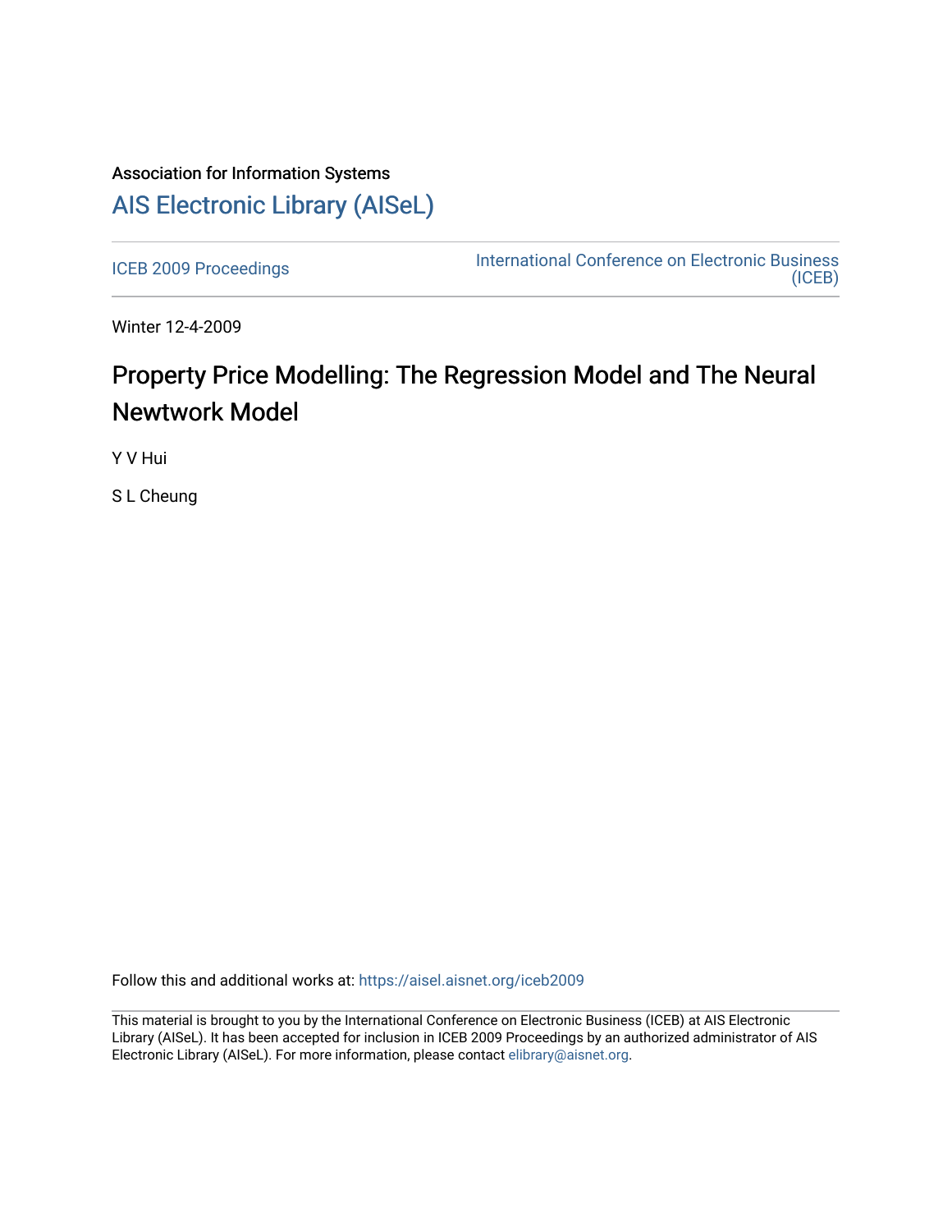Association for Information Systems

# AIS Electronic Library (AISeL)

ICEB 2009 Proceedings

International Conference on Electronic Business (ICEB)

Winter 12-4-2009

# Property Price Modelling: The Regression Model and The Neural Newtwork Model

Y V Hui

S L Cheung

Follow this and additional works at: https://aisel.aisnet.org/iceb2009

This material is brought to you by the International Conference on Electronic Business (ICEB) at AIS Electronic Library (AISeL). It has been accepted for inclusion in ICEB 2009 Proceedings by an authorized administrator of AIS Electronic Library (AISeL). For more information, please contact elibrary@aisnet.org.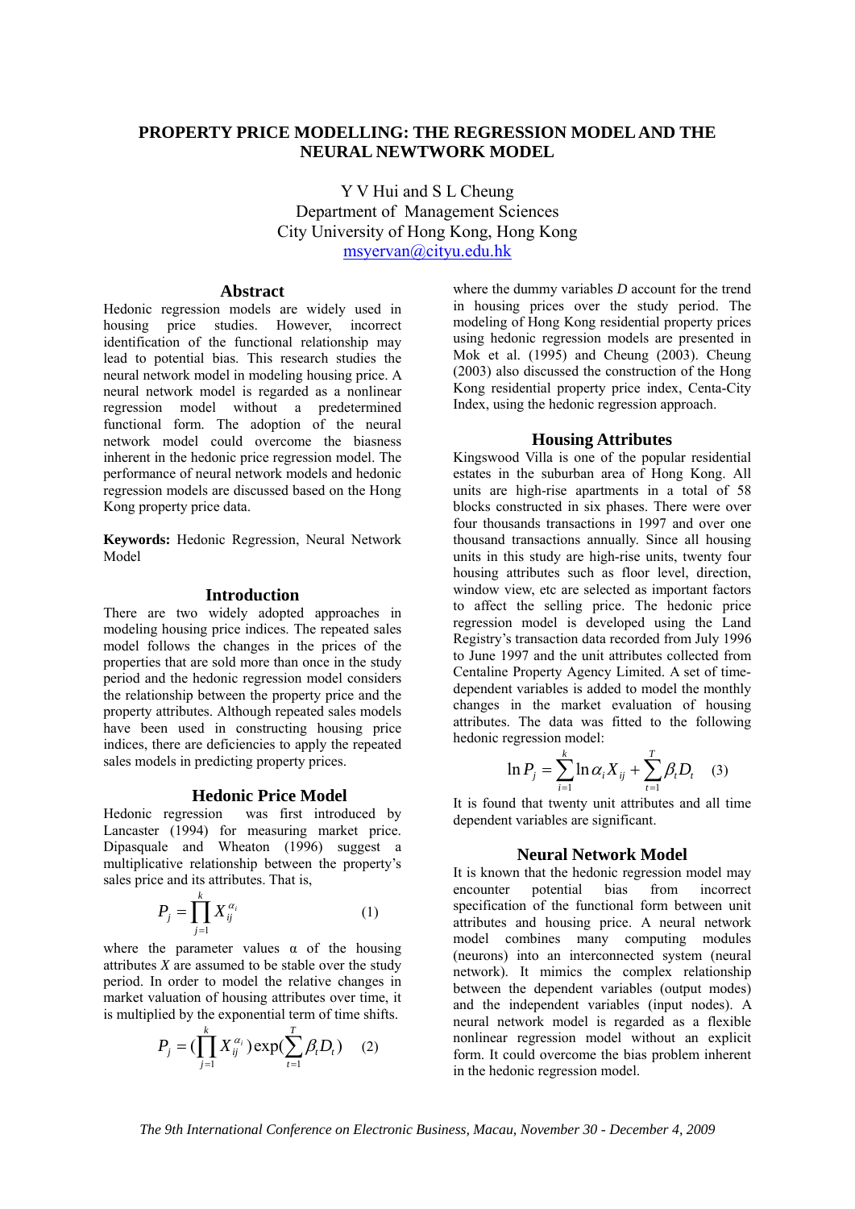# PROPERTY PRICE MODELLING: THE REGRESSION MODEL AND THE NEURAL NEWTWORK MODEL

Y V Hui and S L Cheung
Department of Management Sciences
City University of Hong Kong, Hong Kong
msyervan@cityu.edu.hk

## Abstract

Hedonic regression models are widely used in housing price studies. However, incorrect identification of the functional relationship may lead to potential bias. This research studies the neural network model in modeling housing price. A neural network model is regarded as a nonlinear regression model without a predetermined functional form. The adoption of the neural network model could overcome the biasness inherent in the hedonic price regression model. The performance of neural network models and hedonic regression models are discussed based on the Hong Kong property price data.

**Keywords:** Hedonic Regression, Neural Network Model

## Introduction

There are two widely adopted approaches in modeling housing price indices. The repeated sales model follows the changes in the prices of the properties that are sold more than once in the study period and the hedonic regression model considers the relationship between the property price and the property attributes. Although repeated sales models have been used in constructing housing price indices, there are deficiencies to apply the repeated sales models in predicting property prices.

## Hedonic Price Model

Hedonic regression was first introduced by Lancaster (1994) for measuring market price. Dipasquale and Wheaton (1996) suggest a multiplicative relationship between the property's sales price and its attributes. That is,

$$P_j = \prod_{j=1}^{k} X_{ij}^{\alpha_i} \qquad (1)$$

where the parameter values α of the housing attributes *X* are assumed to be stable over the study period. In order to model the relative changes in market valuation of housing attributes over time, it is multiplied by the exponential term of time shifts.

$$P_j = (\prod_{j=1}^{k} X_{ij}^{\alpha_i}) \exp(\sum_{t=1}^{T} \beta_t D_t) \qquad (2)$$

where the dummy variables *D* account for the trend in housing prices over the study period. The modeling of Hong Kong residential property prices using hedonic regression models are presented in Mok et al. (1995) and Cheung (2003). Cheung (2003) also discussed the construction of the Hong Kong residential property price index, Centa-City Index, using the hedonic regression approach.

## Housing Attributes

Kingswood Villa is one of the popular residential estates in the suburban area of Hong Kong. All units are high-rise apartments in a total of 58 blocks constructed in six phases. There were over four thousands transactions in 1997 and over one thousand transactions annually. Since all housing units in this study are high-rise units, twenty four housing attributes such as floor level, direction, window view, etc are selected as important factors to affect the selling price. The hedonic price regression model is developed using the Land Registry's transaction data recorded from July 1996 to June 1997 and the unit attributes collected from Centaline Property Agency Limited. A set of time-dependent variables is added to model the monthly changes in the market evaluation of housing attributes. The data was fitted to the following hedonic regression model:

$$\ln P_j = \sum_{i=1}^{k} \ln \alpha_i X_{ij} + \sum_{t=1}^{T} \beta_t D_t \qquad (3)$$

It is found that twenty unit attributes and all time dependent variables are significant.

## Neural Network Model

It is known that the hedonic regression model may encounter potential bias from incorrect specification of the functional form between unit attributes and housing price. A neural network model combines many computing modules (neurons) into an interconnected system (neural network). It mimics the complex relationship between the dependent variables (output modes) and the independent variables (input nodes). A neural network model is regarded as a flexible nonlinear regression model without an explicit form. It could overcome the bias problem inherent in the hedonic regression model.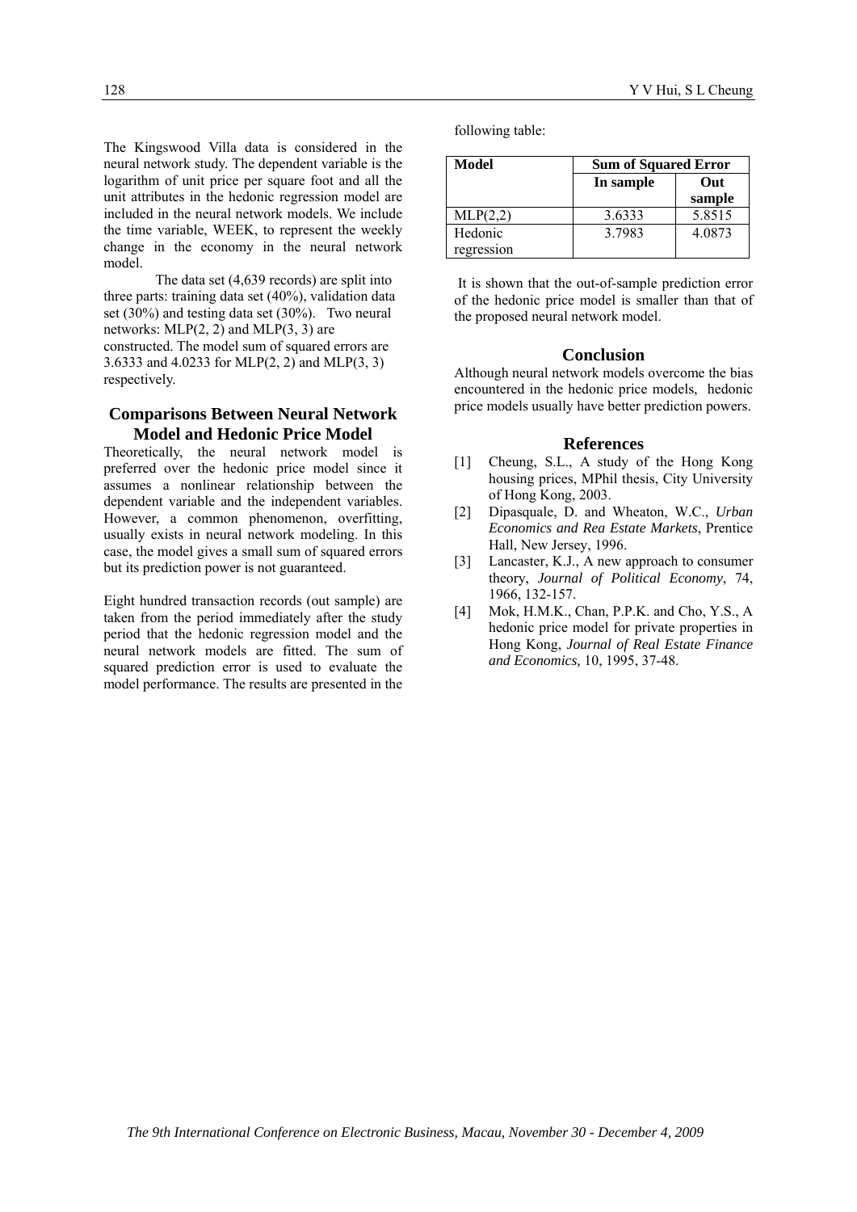The Kingswood Villa data is considered in the neural network study. The dependent variable is the logarithm of unit price per square foot and all the unit attributes in the hedonic regression model are included in the neural network models. We include the time variable, WEEK, to represent the weekly change in the economy in the neural network model.

The data set (4,639 records) are split into three parts: training data set (40%), validation data set (30%) and testing data set (30%). Two neural networks: MLP(2, 2) and MLP(3, 3) are constructed. The model sum of squared errors are 3.6333 and 4.0233 for MLP(2, 2) and MLP(3, 3) respectively.

## Comparisons Between Neural Network Model and Hedonic Price Model

Theoretically, the neural network model is preferred over the hedonic price model since it assumes a nonlinear relationship between the dependent variable and the independent variables. However, a common phenomenon, overfitting, usually exists in neural network modeling. In this case, the model gives a small sum of squared errors but its prediction power is not guaranteed.

Eight hundred transaction records (out sample) are taken from the period immediately after the study period that the hedonic regression model and the neural network models are fitted. The sum of squared prediction error is used to evaluate the model performance. The results are presented in the following table:

| Model | Sum of Squared Error | |
|---|---|---|
| | In sample | Out sample |
| MLP(2,2) | 3.6333 | 5.8515 |
| Hedonic regression | 3.7983 | 4.0873 |

It is shown that the out-of-sample prediction error of the hedonic price model is smaller than that of the proposed neural network model.

## Conclusion

Although neural network models overcome the bias encountered in the hedonic price models, hedonic price models usually have better prediction powers.

## References

[1] Cheung, S.L., A study of the Hong Kong housing prices, MPhil thesis, City University of Hong Kong, 2003.

[2] Dipasquale, D. and Wheaton, W.C., *Urban Economics and Rea Estate Markets*, Prentice Hall, New Jersey, 1996.

[3] Lancaster, K.J., A new approach to consumer theory, *Journal of Political Economy*, 74, 1966, 132-157.

[4] Mok, H.M.K., Chan, P.P.K. and Cho, Y.S., A hedonic price model for private properties in Hong Kong, *Journal of Real Estate Finance and Economics,* 10, 1995, 37-48.